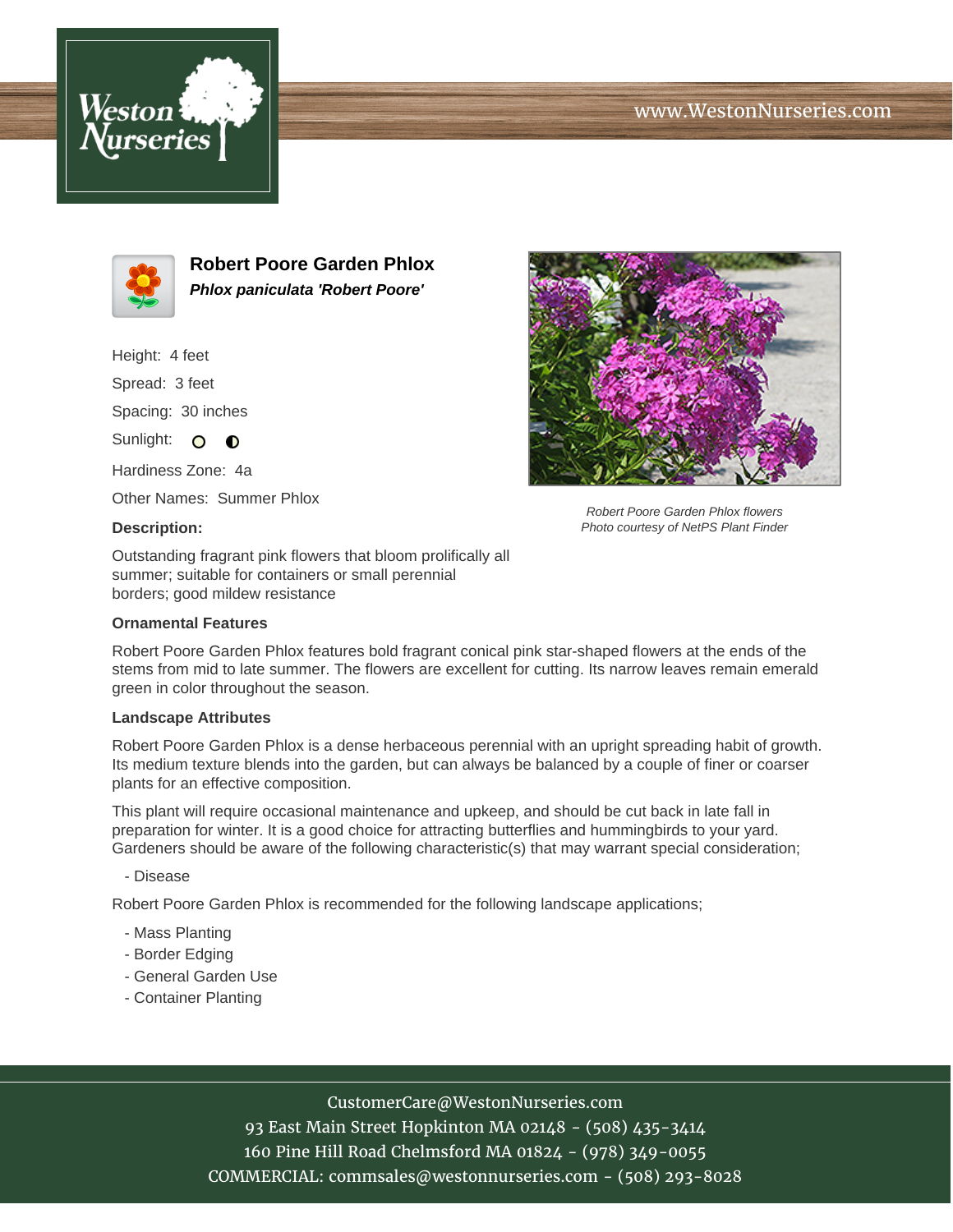# Robert Poore Garden Phlox

***Phlox paniculata 'Robert Poore'***

Height: 4 feet

Spread: 3 feet

Spacing: 30 inches

Sunlight:

Hardiness Zone: 4a

Other Names: Summer Phlox

*Robert Poore Garden Phlox flowers*
*Photo courtesy of NetPS Plant Finder*

**Description:**

Outstanding fragrant pink flowers that bloom prolifically all summer; suitable for containers or small perennial borders; good mildew resistance

### Ornamental Features

Robert Poore Garden Phlox features bold fragrant conical pink star-shaped flowers at the ends of the stems from mid to late summer. The flowers are excellent for cutting. Its narrow leaves remain emerald green in color throughout the season.

### Landscape Attributes

Robert Poore Garden Phlox is a dense herbaceous perennial with an upright spreading habit of growth. Its medium texture blends into the garden, but can always be balanced by a couple of finer or coarser plants for an effective composition.

This plant will require occasional maintenance and upkeep, and should be cut back in late fall in preparation for winter. It is a good choice for attracting butterflies and hummingbirds to your yard. Gardeners should be aware of the following characteristic(s) that may warrant special consideration;

- Disease

Robert Poore Garden Phlox is recommended for the following landscape applications;

- Mass Planting
- Border Edging
- General Garden Use
- Container Planting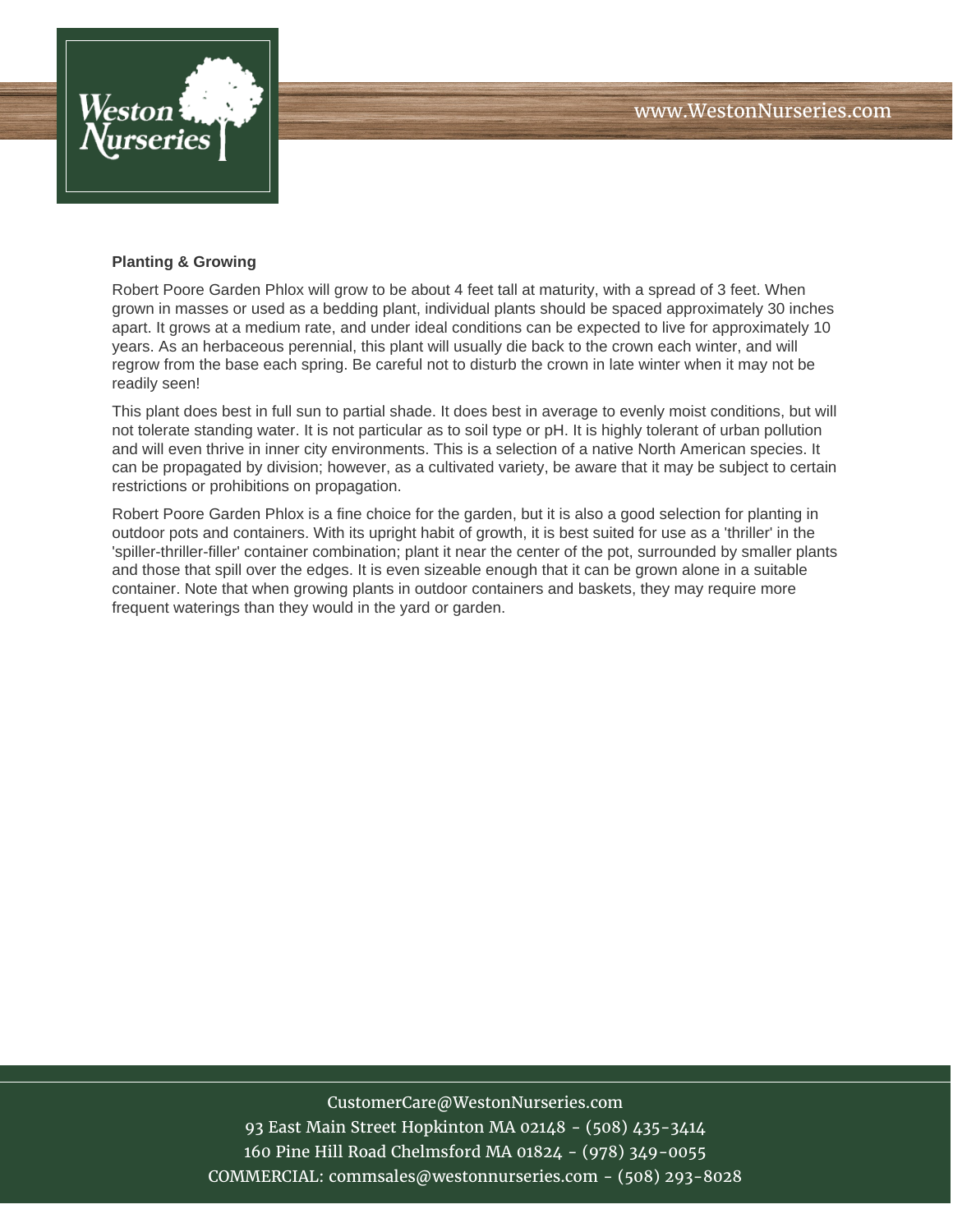### Planting & Growing

Robert Poore Garden Phlox will grow to be about 4 feet tall at maturity, with a spread of 3 feet. When grown in masses or used as a bedding plant, individual plants should be spaced approximately 30 inches apart. It grows at a medium rate, and under ideal conditions can be expected to live for approximately 10 years. As an herbaceous perennial, this plant will usually die back to the crown each winter, and will regrow from the base each spring. Be careful not to disturb the crown in late winter when it may not be readily seen!

This plant does best in full sun to partial shade. It does best in average to evenly moist conditions, but will not tolerate standing water. It is not particular as to soil type or pH. It is highly tolerant of urban pollution and will even thrive in inner city environments. This is a selection of a native North American species. It can be propagated by division; however, as a cultivated variety, be aware that it may be subject to certain restrictions or prohibitions on propagation.

Robert Poore Garden Phlox is a fine choice for the garden, but it is also a good selection for planting in outdoor pots and containers. With its upright habit of growth, it is best suited for use as a 'thriller' in the 'spiller-thriller-filler' container combination; plant it near the center of the pot, surrounded by smaller plants and those that spill over the edges. It is even sizeable enough that it can be grown alone in a suitable container. Note that when growing plants in outdoor containers and baskets, they may require more frequent waterings than they would in the yard or garden.